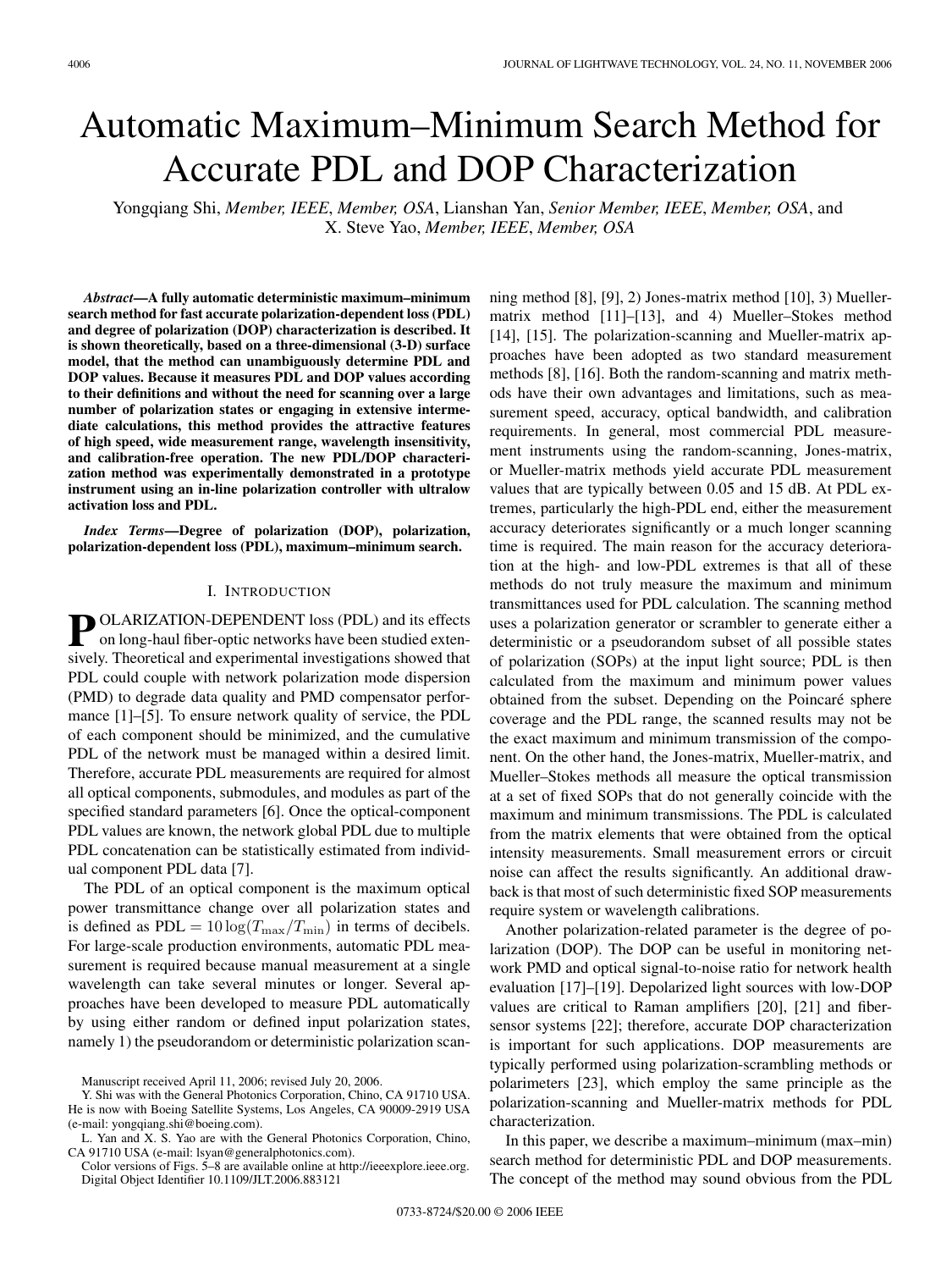# Automatic Maximum–Minimum Search Method for Accurate PDL and DOP Characterization

Yongqiang Shi, *Member, IEEE*, *Member, OSA*, Lianshan Yan, *Senior Member, IEEE*, *Member, OSA*, and X. Steve Yao, *Member, IEEE*, *Member, OSA*

***Abstract*—A fully automatic deterministic maximum–minimum search method for fast accurate polarization-dependent loss (PDL) and degree of polarization (DOP) characterization is described. It is shown theoretically, based on a three-dimensional (3-D) surface model, that the method can unambiguously determine PDL and DOP values. Because it measures PDL and DOP values according to their definitions and without the need for scanning over a large number of polarization states or engaging in extensive intermediate calculations, this method provides the attractive features of high speed, wide measurement range, wavelength insensitivity, and calibration-free operation. The new PDL/DOP characterization method was experimentally demonstrated in a prototype instrument using an in-line polarization controller with ultralow activation loss and PDL.**

***Index Terms*—Degree of polarization (DOP), polarization, polarization-dependent loss (PDL), maximum–minimum search.**

## I. Introduction

POLARIZATION-DEPENDENT loss (PDL) and its effects on long-haul fiber-optic networks have been studied extensively. Theoretical and experimental investigations showed that PDL could couple with network polarization mode dispersion (PMD) to degrade data quality and PMD compensator performance [1]–[5]. To ensure network quality of service, the PDL of each component should be minimized, and the cumulative PDL of the network must be managed within a desired limit. Therefore, accurate PDL measurements are required for almost all optical components, submodules, and modules as part of the specified standard parameters [6]. Once the optical-component PDL values are known, the network global PDL due to multiple PDL concatenation can be statistically estimated from individual component PDL data [7].

The PDL of an optical component is the maximum optical power transmittance change over all polarization states and is defined as $\mathrm{PDL} = 10\log(T_{\max}/T_{\min})$ in terms of decibels. For large-scale production environments, automatic PDL measurement is required because manual measurement at a single wavelength can take several minutes or longer. Several approaches have been developed to measure PDL automatically by using either random or defined input polarization states, namely 1) the pseudorandom or deterministic polarization scanning method [8], [9], 2) Jones-matrix method [10], 3) Mueller-matrix method [11]–[13], and 4) Mueller–Stokes method [14], [15]. The polarization-scanning and Mueller-matrix approaches have been adopted as two standard measurement methods [8], [16]. Both the random-scanning and matrix methods have their own advantages and limitations, such as measurement speed, accuracy, optical bandwidth, and calibration requirements. In general, most commercial PDL measurement instruments using the random-scanning, Jones-matrix, or Mueller-matrix methods yield accurate PDL measurement values that are typically between 0.05 and 15 dB. At PDL extremes, particularly the high-PDL end, either the measurement accuracy deteriorates significantly or a much longer scanning time is required. The main reason for the accuracy deterioration at the high- and low-PDL extremes is that all of these methods do not truly measure the maximum and minimum transmittances used for PDL calculation. The scanning method uses a polarization generator or scrambler to generate either a deterministic or a pseudorandom subset of all possible states of polarization (SOPs) at the input light source; PDL is then calculated from the maximum and minimum power values obtained from the subset. Depending on the Poincaré sphere coverage and the PDL range, the scanned results may not be the exact maximum and minimum transmission of the component. On the other hand, the Jones-matrix, Mueller-matrix, and Mueller–Stokes methods all measure the optical transmission at a set of fixed SOPs that do not generally coincide with the maximum and minimum transmissions. The PDL is calculated from the matrix elements that were obtained from the optical intensity measurements. Small measurement errors or circuit noise can affect the results significantly. An additional drawback is that most of such deterministic fixed SOP measurements require system or wavelength calibrations.

Another polarization-related parameter is the degree of polarization (DOP). The DOP can be useful in monitoring network PMD and optical signal-to-noise ratio for network health evaluation [17]–[19]. Depolarized light sources with low-DOP values are critical to Raman amplifiers [20], [21] and fiber-sensor systems [22]; therefore, accurate DOP characterization is important for such applications. DOP measurements are typically performed using polarization-scrambling methods or polarimeters [23], which employ the same principle as the polarization-scanning and Mueller-matrix methods for PDL characterization.

In this paper, we describe a maximum–minimum (max–min) search method for deterministic PDL and DOP measurements. The concept of the method may sound obvious from the PDL

Manuscript received April 11, 2006; revised July 20, 2006.

Y. Shi was with the General Photonics Corporation, Chino, CA 91710 USA. He is now with Boeing Satellite Systems, Los Angeles, CA 90009-2919 USA (e-mail: yongqiang.shi@boeing.com).

L. Yan and X. S. Yao are with the General Photonics Corporation, Chino, CA 91710 USA (e-mail: lsyan@generalphotonics.com).

Color versions of Figs. 5–8 are available online at http://ieeexplore.ieee.org.

Digital Object Identifier 10.1109/JLT.2006.883121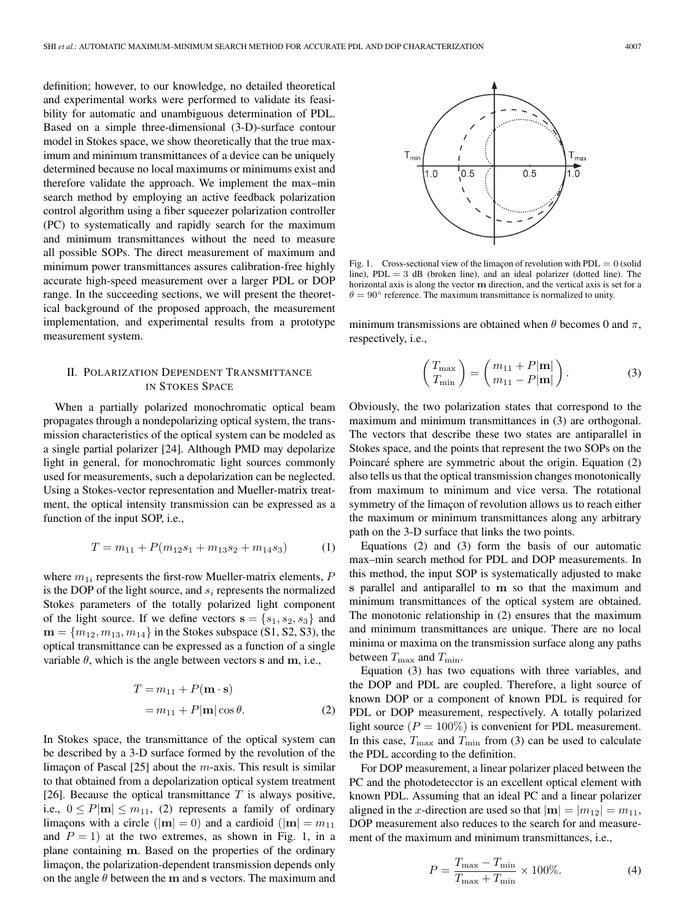definition; however, to our knowledge, no detailed theoretical and experimental works were performed to validate its feasibility for automatic and unambiguous determination of PDL. Based on a simple three-dimensional (3-D)-surface contour model in Stokes space, we show theoretically that the true maximum and minimum transmittances of a device can be uniquely determined because no local maximums or minimums exist and therefore validate the approach. We implement the max–min search method by employing an active feedback polarization control algorithm using a fiber squeezer polarization controller (PC) to systematically and rapidly search for the maximum and minimum transmittances without the need to measure all possible SOPs. The direct measurement of maximum and minimum power transmittances assures calibration-free highly accurate high-speed measurement over a larger PDL or DOP range. In the succeeding sections, we will present the theoretical background of the proposed approach, the measurement implementation, and experimental results from a prototype measurement system.

## II. Polarization Dependent Transmittance in Stokes Space

When a partially polarized monochromatic optical beam propagates through a nondepolarizing optical system, the transmission characteristics of the optical system can be modeled as a single partial polarizer [24]. Although PMD may depolarize light in general, for monochromatic light sources commonly used for measurements, such a depolarization can be neglected. Using a Stokes-vector representation and Mueller-matrix treatment, the optical intensity transmission can be expressed as a function of the input SOP, i.e.,

$$T = m_{11} + P(m_{12}s_1 + m_{13}s_2 + m_{14}s_3) \tag{1}$$

where $m_{1i}$ represents the first-row Mueller-matrix elements, $P$ is the DOP of the light source, and $s_i$ represents the normalized Stokes parameters of the totally polarized light component of the light source. If we define vectors $\mathbf{s} = \{s_1, s_2, s_3\}$ and $\mathbf{m} = \{m_{12}, m_{13}, m_{14}\}$ in the Stokes subspace (S1, S2, S3), the optical transmittance can be expressed as a function of a single variable $\theta$, which is the angle between vectors $\mathbf{s}$ and $\mathbf{m}$, i.e.,

$$\begin{aligned} T &= m_{11} + P(\mathbf{m} \cdot \mathbf{s}) \\ &= m_{11} + P|\mathbf{m}|\cos\theta. \end{aligned} \tag{2}$$

In Stokes space, the transmittance of the optical system can be described by a 3-D surface formed by the revolution of the limaçon of Pascal [25] about the $m$-axis. This result is similar to that obtained from a depolarization optical system treatment [26]. Because the optical transmittance $T$ is always positive, i.e., $0 \leq P|\mathbf{m}| \leq m_{11}$, (2) represents a family of ordinary limaçons with a circle ($|\mathbf{m}| = 0$) and a cardioid ($|\mathbf{m}| = m_{11}$ and $P = 1$) at the two extremes, as shown in Fig. 1, in a plane containing $\mathbf{m}$. Based on the properties of the ordinary limaçon, the polarization-dependent transmission depends only on the angle $\theta$ between the $\mathbf{m}$ and $\mathbf{s}$ vectors. The maximum and minimum transmissions are obtained when $\theta$ becomes 0 and $\pi$, respectively, i.e.,

Fig. 1. Cross-sectional view of the limaçon of revolution with PDL $= 0$ (solid line), PDL $= 3$ dB (broken line), and an ideal polarizer (dotted line). The horizontal axis is along the vector $\mathbf{m}$ direction, and the vertical axis is set for a $\theta = 90^\circ$ reference. The maximum transmittance is normalized to unity.

$$\begin{pmatrix} T_{\max} \\ T_{\min} \end{pmatrix} = \begin{pmatrix} m_{11} + P|\mathbf{m}| \\ m_{11} - P|\mathbf{m}| \end{pmatrix}. \tag{3}$$

Obviously, the two polarization states that correspond to the maximum and minimum transmittances in (3) are orthogonal. The vectors that describe these two states are antiparallel in Stokes space, and the points that represent the two SOPs on the Poincaré sphere are symmetric about the origin. Equation (2) also tells us that the optical transmission changes monotonically from maximum to minimum and vice versa. The rotational symmetry of the limaçon of revolution allows us to reach either the maximum or minimum transmittances along any arbitrary path on the 3-D surface that links the two points.

Equations (2) and (3) form the basis of our automatic max–min search method for PDL and DOP measurements. In this method, the input SOP is systematically adjusted to make $\mathbf{s}$ parallel and antiparallel to $\mathbf{m}$ so that the maximum and minimum transmittances of the optical system are obtained. The monotonic relationship in (2) ensures that the maximum and minimum transmittances are unique. There are no local minima or maxima on the transmission surface along any paths between $T_{\max}$ and $T_{\min}$.

Equation (3) has two equations with three variables, and the DOP and PDL are coupled. Therefore, a light source of known DOP or a component of known PDL is required for PDL or DOP measurement, respectively. A totally polarized light source ($P = 100\%$) is convenient for PDL measurement. In this case, $T_{\max}$ and $T_{\min}$ from (3) can be used to calculate the PDL according to the definition.

For DOP measurement, a linear polarizer placed between the PC and the photodetecctor is an excellent optical element with known PDL. Assuming that an ideal PC and a linear polarizer aligned in the $x$-direction are used so that $|\mathbf{m}| = |m_{12}| = m_{11}$, DOP measurement also reduces to the search for and measurement of the maximum and minimum transmittances, i.e.,

$$P = \frac{T_{\max} - T_{\min}}{T_{\max} + T_{\min}} \times 100\%. \tag{4}$$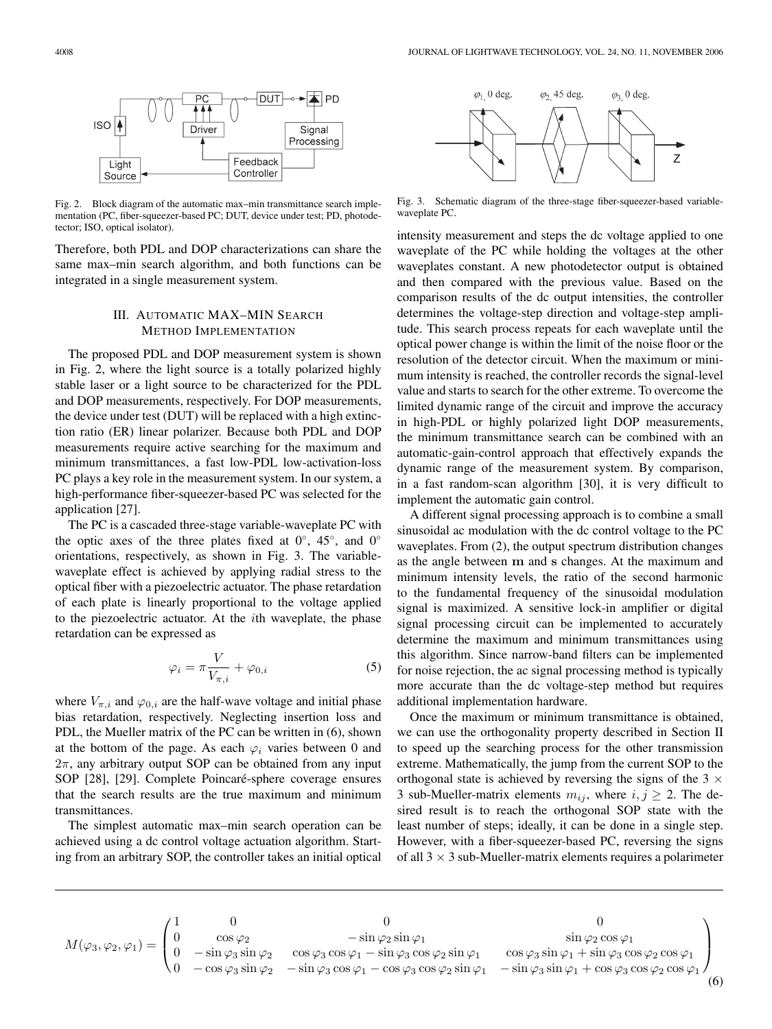Fig. 2. Block diagram of the automatic max–min transmittance search implementation (PC, fiber-squeezer-based PC; DUT, device under test; PD, photodetector; ISO, optical isolator).

Therefore, both PDL and DOP characterizations can share the same max–min search algorithm, and both functions can be integrated in a single measurement system.

## III. Automatic Max–Min Search Method Implementation

The proposed PDL and DOP measurement system is shown in Fig. 2, where the light source is a totally polarized highly stable laser or a light source to be characterized for the PDL and DOP measurements, respectively. For DOP measurements, the device under test (DUT) will be replaced with a high extinction ratio (ER) linear polarizer. Because both PDL and DOP measurements require active searching for the maximum and minimum transmittances, a fast low-PDL low-activation-loss PC plays a key role in the measurement system. In our system, a high-performance fiber-squeezer-based PC was selected for the application [27].

The PC is a cascaded three-stage variable-waveplate PC with the optic axes of the three plates fixed at 0°, 45°, and 0° orientations, respectively, as shown in Fig. 3. The variable-waveplate effect is achieved by applying radial stress to the optical fiber with a piezoelectric actuator. The phase retardation of each plate is linearly proportional to the voltage applied to the piezoelectric actuator. At the $i$th waveplate, the phase retardation can be expressed as

$$\varphi_i = \pi \frac{V}{V_{\pi,i}} + \varphi_{0,i} \tag{5}$$

where $V_{\pi,i}$ and $\varphi_{0,i}$ are the half-wave voltage and initial phase bias retardation, respectively. Neglecting insertion loss and PDL, the Mueller matrix of the PC can be written in (6), shown at the bottom of the page. As each $\varphi_i$ varies between 0 and $2\pi$, any arbitrary output SOP can be obtained from any input SOP [28], [29]. Complete Poincaré-sphere coverage ensures that the search results are the true maximum and minimum transmittances.

The simplest automatic max–min search operation can be achieved using a dc control voltage actuation algorithm. Starting from an arbitrary SOP, the controller takes an initial optical intensity measurement and steps the dc voltage applied to one waveplate of the PC while holding the voltages at the other waveplates constant. A new photodetector output is obtained and then compared with the previous value. Based on the comparison results of the dc output intensities, the controller determines the voltage-step direction and voltage-step amplitude. This search process repeats for each waveplate until the optical power change is within the limit of the noise floor or the resolution of the detector circuit. When the maximum or minimum intensity is reached, the controller records the signal-level value and starts to search for the other extreme. To overcome the limited dynamic range of the circuit and improve the accuracy in high-PDL or highly polarized light DOP measurements, the minimum transmittance search can be combined with an automatic-gain-control approach that effectively expands the dynamic range of the measurement system. By comparison, in a fast random-scan algorithm [30], it is very difficult to implement the automatic gain control.

Fig. 3. Schematic diagram of the three-stage fiber-squeezer-based variable-waveplate PC.

A different signal processing approach is to combine a small sinusoidal ac modulation with the dc control voltage to the PC waveplates. From (2), the output spectrum distribution changes as the angle between $\mathbf{m}$ and $\mathbf{s}$ changes. At the maximum and minimum intensity levels, the ratio of the second harmonic to the fundamental frequency of the sinusoidal modulation signal is maximized. A sensitive lock-in amplifier or digital signal processing circuit can be implemented to accurately determine the maximum and minimum transmittances using this algorithm. Since narrow-band filters can be implemented for noise rejection, the ac signal processing method is typically more accurate than the dc voltage-step method but requires additional implementation hardware.

Once the maximum or minimum transmittance is obtained, we can use the orthogonality property described in Section II to speed up the searching process for the other transmission extreme. Mathematically, the jump from the current SOP to the orthogonal state is achieved by reversing the signs of the 3 × 3 sub-Mueller-matrix elements $m_{ij}$, where $i, j \geq 2$. The desired result is to reach the orthogonal SOP state with the least number of steps; ideally, it can be done in a single step. However, with a fiber-squeezer-based PC, reversing the signs of all 3 × 3 sub-Mueller-matrix elements requires a polarimeter

$$M(\varphi_3, \varphi_2, \varphi_1) = \begin{pmatrix} 1 & 0 & 0 & 0 \\ 0 & \cos\varphi_2 & -\sin\varphi_2 \sin\varphi_1 & \sin\varphi_2 \cos\varphi_1 \\ 0 & -\sin\varphi_3 \sin\varphi_2 & \cos\varphi_3 \cos\varphi_1 - \sin\varphi_3 \cos\varphi_2 \sin\varphi_1 & \cos\varphi_3 \sin\varphi_1 + \sin\varphi_3 \cos\varphi_2 \cos\varphi_1 \\ 0 & -\cos\varphi_3 \sin\varphi_2 & -\sin\varphi_3 \cos\varphi_1 - \cos\varphi_3 \cos\varphi_2 \sin\varphi_1 & -\sin\varphi_3 \sin\varphi_1 + \cos\varphi_3 \cos\varphi_2 \cos\varphi_1 \end{pmatrix} \tag{6}$$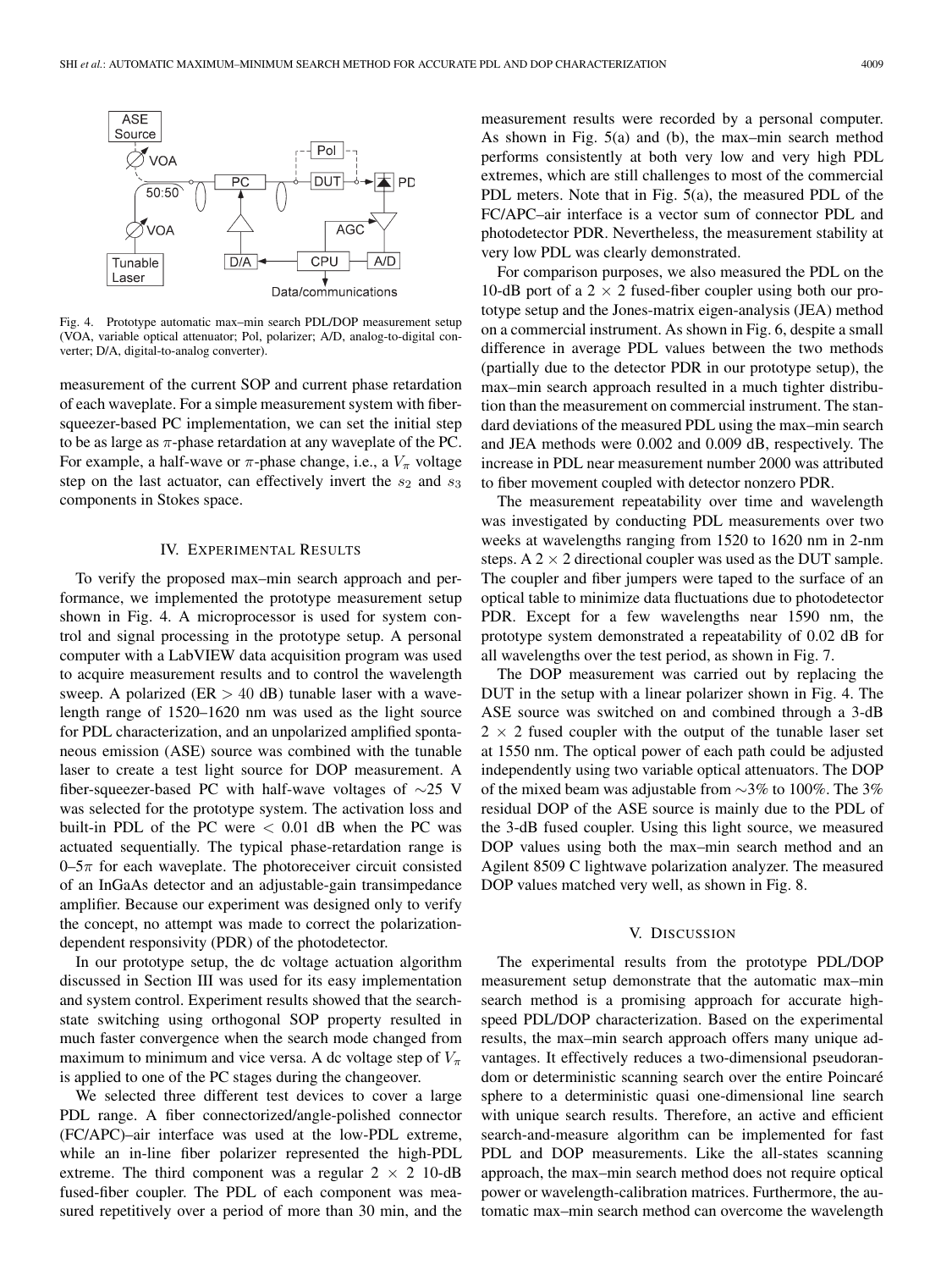Fig. 4. Prototype automatic max–min search PDL/DOP measurement setup (VOA, variable optical attenuator; Pol, polarizer; A/D, analog-to-digital converter; D/A, digital-to-analog converter).

measurement of the current SOP and current phase retardation of each waveplate. For a simple measurement system with fiber-squeezer-based PC implementation, we can set the initial step to be as large as $\pi$-phase retardation at any waveplate of the PC. For example, a half-wave or $\pi$-phase change, i.e., a $V_\pi$ voltage step on the last actuator, can effectively invert the $s_2$ and $s_3$ components in Stokes space.

## IV. Experimental Results

To verify the proposed max–min search approach and performance, we implemented the prototype measurement setup shown in Fig. 4. A microprocessor is used for system control and signal processing in the prototype setup. A personal computer with a LabVIEW data acquisition program was used to acquire measurement results and to control the wavelength sweep. A polarized (ER > 40 dB) tunable laser with a wavelength range of 1520–1620 nm was used as the light source for PDL characterization, and an unpolarized amplified spontaneous emission (ASE) source was combined with the tunable laser to create a test light source for DOP measurement. A fiber-squeezer-based PC with half-wave voltages of ∼25 V was selected for the prototype system. The activation loss and built-in PDL of the PC were < 0.01 dB when the PC was actuated sequentially. The typical phase-retardation range is 0–5$\pi$ for each waveplate. The photoreceiver circuit consisted of an InGaAs detector and an adjustable-gain transimpedance amplifier. Because our experiment was designed only to verify the concept, no attempt was made to correct the polarization-dependent responsivity (PDR) of the photodetector.

In our prototype setup, the dc voltage actuation algorithm discussed in Section III was used for its easy implementation and system control. Experiment results showed that the search-state switching using orthogonal SOP property resulted in much faster convergence when the search mode changed from maximum to minimum and vice versa. A dc voltage step of $V_\pi$ is applied to one of the PC stages during the changeover.

We selected three different test devices to cover a large PDL range. A fiber connectorized/angle-polished connector (FC/APC)–air interface was used at the low-PDL extreme, while an in-line fiber polarizer represented the high-PDL extreme. The third component was a regular 2 × 2 10-dB fused-fiber coupler. The PDL of each component was measured repetitively over a period of more than 30 min, and the measurement results were recorded by a personal computer. As shown in Fig. 5(a) and (b), the max–min search method performs consistently at both very low and very high PDL extremes, which are still challenges to most of the commercial PDL meters. Note that in Fig. 5(a), the measured PDL of the FC/APC–air interface is a vector sum of connector PDL and photodetector PDR. Nevertheless, the measurement stability at very low PDL was clearly demonstrated.

For comparison purposes, we also measured the PDL on the 10-dB port of a 2 × 2 fused-fiber coupler using both our prototype setup and the Jones-matrix eigen-analysis (JEA) method on a commercial instrument. As shown in Fig. 6, despite a small difference in average PDL values between the two methods (partially due to the detector PDR in our prototype setup), the max–min search approach resulted in a much tighter distribution than the measurement on commercial instrument. The standard deviations of the measured PDL using the max–min search and JEA methods were 0.002 and 0.009 dB, respectively. The increase in PDL near measurement number 2000 was attributed to fiber movement coupled with detector nonzero PDR.

The measurement repeatability over time and wavelength was investigated by conducting PDL measurements over two weeks at wavelengths ranging from 1520 to 1620 nm in 2-nm steps. A 2 × 2 directional coupler was used as the DUT sample. The coupler and fiber jumpers were taped to the surface of an optical table to minimize data fluctuations due to photodetector PDR. Except for a few wavelengths near 1590 nm, the prototype system demonstrated a repeatability of 0.02 dB for all wavelengths over the test period, as shown in Fig. 7.

The DOP measurement was carried out by replacing the DUT in the setup with a linear polarizer shown in Fig. 4. The ASE source was switched on and combined through a 3-dB 2 × 2 fused coupler with the output of the tunable laser set at 1550 nm. The optical power of each path could be adjusted independently using two variable optical attenuators. The DOP of the mixed beam was adjustable from ∼3% to 100%. The 3% residual DOP of the ASE source is mainly due to the PDL of the 3-dB fused coupler. Using this light source, we measured DOP values using both the max–min search method and an Agilent 8509 C lightwave polarization analyzer. The measured DOP values matched very well, as shown in Fig. 8.

## V. Discussion

The experimental results from the prototype PDL/DOP measurement setup demonstrate that the automatic max–min search method is a promising approach for accurate high-speed PDL/DOP characterization. Based on the experimental results, the max–min search approach offers many unique advantages. It effectively reduces a two-dimensional pseudorandom or deterministic scanning search over the entire Poincaré sphere to a deterministic quasi one-dimensional line search with unique search results. Therefore, an active and efficient search-and-measure algorithm can be implemented for fast PDL and DOP measurements. Like the all-states scanning approach, the max–min search method does not require optical power or wavelength-calibration matrices. Furthermore, the automatic max–min search method can overcome the wavelength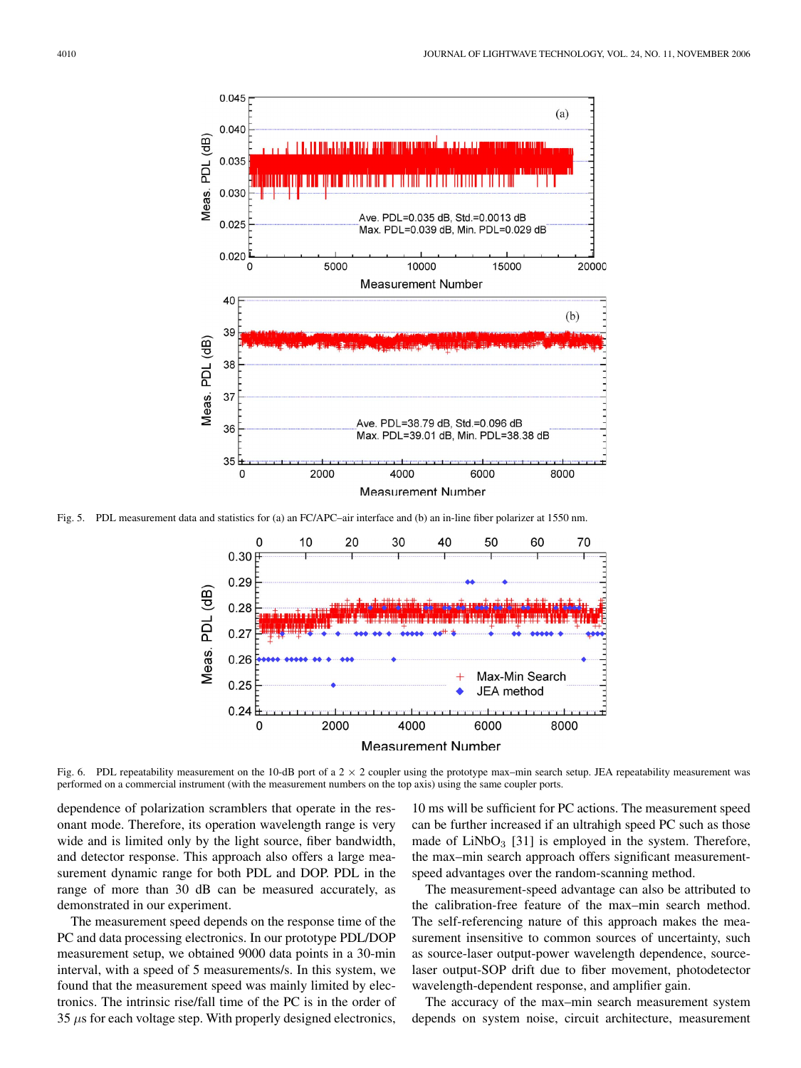Fig. 5. PDL measurement data and statistics for (a) an FC/APC–air interface and (b) an in-line fiber polarizer at 1550 nm.

Fig. 6. PDL repeatability measurement on the 10-dB port of a 2 × 2 coupler using the prototype max–min search setup. JEA repeatability measurement was performed on a commercial instrument (with the measurement numbers on the top axis) using the same coupler ports.

dependence of polarization scramblers that operate in the resonant mode. Therefore, its operation wavelength range is very wide and is limited only by the light source, fiber bandwidth, and detector response. This approach also offers a large measurement dynamic range for both PDL and DOP. PDL in the range of more than 30 dB can be measured accurately, as demonstrated in our experiment.

The measurement speed depends on the response time of the PC and data processing electronics. In our prototype PDL/DOP measurement setup, we obtained 9000 data points in a 30-min interval, with a speed of 5 measurements/s. In this system, we found that the measurement speed was mainly limited by electronics. The intrinsic rise/fall time of the PC is in the order of 35 $\mu$s for each voltage step. With properly designed electronics, 10 ms will be sufficient for PC actions. The measurement speed can be further increased if an ultrahigh speed PC such as those made of $LiNbO_3$ [31] is employed in the system. Therefore, the max–min search approach offers significant measurement-speed advantages over the random-scanning method.

The measurement-speed advantage can also be attributed to the calibration-free feature of the max–min search method. The self-referencing nature of this approach makes the measurement insensitive to common sources of uncertainty, such as source-laser output-power wavelength dependence, source-laser output-SOP drift due to fiber movement, photodetector wavelength-dependent response, and amplifier gain.

The accuracy of the max–min search measurement system depends on system noise, circuit architecture, measurement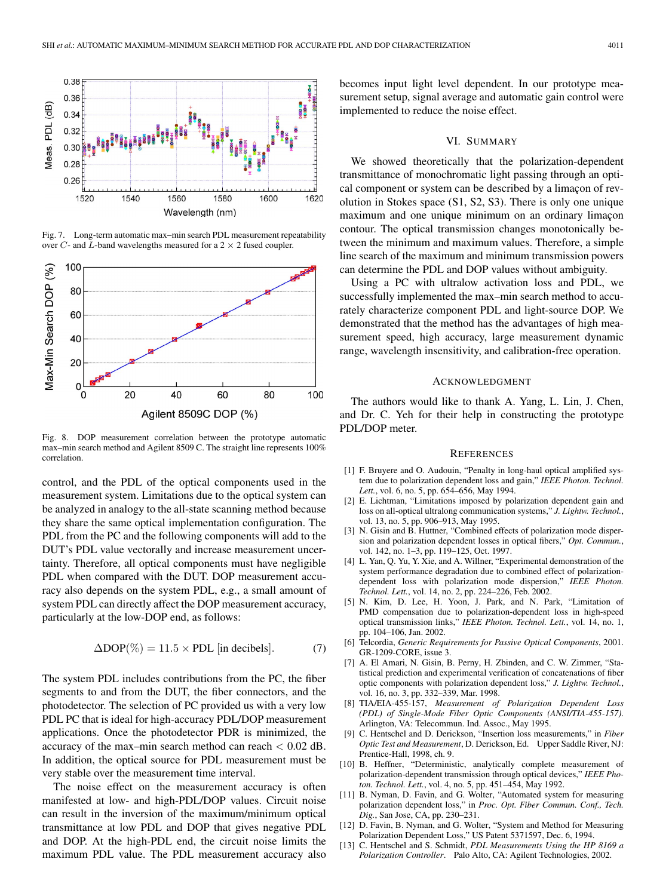Fig. 7. Long-term automatic max–min search PDL measurement repeatability over $C$- and $L$-band wavelengths measured for a $2 \times 2$ fused coupler.

Fig. 8. DOP measurement correlation between the prototype automatic max–min search method and Agilent 8509 C. The straight line represents 100% correlation.

control, and the PDL of the optical components used in the measurement system. Limitations due to the optical system can be analyzed in analogy to the all-state scanning method because they share the same optical implementation configuration. The PDL from the PC and the following components will add to the DUT's PDL value vectorally and increase measurement uncertainty. Therefore, all optical components must have negligible PDL when compared with the DUT. DOP measurement accuracy also depends on the system PDL, e.g., a small amount of system PDL can directly affect the DOP measurement accuracy, particularly at the low-DOP end, as follows:

$$\Delta\text{DOP}(\%) = 11.5 \times \text{PDL [in decibels]}. \tag{7}$$

The system PDL includes contributions from the PC, the fiber segments to and from the DUT, the fiber connectors, and the photodetector. The selection of PC provided us with a very low PDL PC that is ideal for high-accuracy PDL/DOP measurement applications. Once the photodetector PDR is minimized, the accuracy of the max–min search method can reach $< 0.02$ dB. In addition, the optical source for PDL measurement must be very stable over the measurement time interval.

The noise effect on the measurement accuracy is often manifested at low- and high-PDL/DOP values. Circuit noise can result in the inversion of the maximum/minimum optical transmittance at low PDL and DOP that gives negative PDL and DOP. At the high-PDL end, the circuit noise limits the maximum PDL value. The PDL measurement accuracy also becomes input light level dependent. In our prototype measurement setup, signal average and automatic gain control were implemented to reduce the noise effect.

## VI. Summary

We showed theoretically that the polarization-dependent transmittance of monochromatic light passing through an optical component or system can be described by a limaçon of revolution in Stokes space (S1, S2, S3). There is only one unique maximum and one unique minimum on an ordinary limaçon contour. The optical transmission changes monotonically between the minimum and maximum values. Therefore, a simple line search of the maximum and minimum transmission powers can determine the PDL and DOP values without ambiguity.

Using a PC with ultralow activation loss and PDL, we successfully implemented the max–min search method to accurately characterize component PDL and light-source DOP. We demonstrated that the method has the advantages of high measurement speed, high accuracy, large measurement dynamic range, wavelength insensitivity, and calibration-free operation.

## Acknowledgment

The authors would like to thank A. Yang, L. Lin, J. Chen, and Dr. C. Yeh for their help in constructing the prototype PDL/DOP meter.

## References

[1] F. Bruyere and O. Audouin, "Penalty in long-haul optical amplified system due to polarization dependent loss and gain," *IEEE Photon. Technol. Lett.*, vol. 6, no. 5, pp. 654–656, May 1994.

[2] E. Lichtman, "Limitations imposed by polarization dependent gain and loss on all-optical ultralong communication systems," *J. Lightw. Technol.*, vol. 13, no. 5, pp. 906–913, May 1995.

[3] N. Gisin and B. Huttner, "Combined effects of polarization mode dispersion and polarization dependent losses in optical fibers," *Opt. Commun.*, vol. 142, no. 1–3, pp. 119–125, Oct. 1997.

[4] L. Yan, Q. Yu, Y. Xie, and A. Willner, "Experimental demonstration of the system performance degradation due to combined effect of polarization-dependent loss with polarization mode dispersion," *IEEE Photon. Technol. Lett.*, vol. 14, no. 2, pp. 224–226, Feb. 2002.

[5] N. Kim, D. Lee, H. Yoon, J. Park, and N. Park, "Limitation of PMD compensation due to polarization-dependent loss in high-speed optical transmission links," *IEEE Photon. Technol. Lett.*, vol. 14, no. 1, pp. 104–106, Jan. 2002.

[6] Telcordia, *Generic Requirements for Passive Optical Components*, 2001. GR-1209-CORE, issue 3.

[7] A. El Amari, N. Gisin, B. Perny, H. Zbinden, and C. W. Zimmer, "Statistical prediction and experimental verification of concatenations of fiber optic components with polarization dependent loss," *J. Lightw. Technol.*, vol. 16, no. 3, pp. 332–339, Mar. 1998.

[8] TIA/EIA-455-157, *Measurement of Polarization Dependent Loss (PDL) of Single-Mode Fiber Optic Components (ANSI/TIA-455-157)*. Arlington, VA: Telecommun. Ind. Assoc., May 1995.

[9] C. Hentschel and D. Derickson, "Insertion loss measurements," in *Fiber Optic Test and Measurement*, D. Derickson, Ed. Upper Saddle River, NJ: Prentice-Hall, 1998, ch. 9.

[10] B. Heffner, "Deterministic, analytically complete measurement of polarization-dependent transmission through optical devices," *IEEE Photon. Technol. Lett.*, vol. 4, no. 5, pp. 451–454, May 1992.

[11] B. Nyman, D. Favin, and G. Wolter, "Automated system for measuring polarization dependent loss," in *Proc. Opt. Fiber Commun. Conf., Tech. Dig.*, San Jose, CA, pp. 230–231.

[12] D. Favin, B. Nyman, and G. Wolter, "System and Method for Measuring Polarization Dependent Loss," US Patent 5371597, Dec. 6, 1994.

[13] C. Hentschel and S. Schmidt, *PDL Measurements Using the HP 8169 a Polarization Controller*. Palo Alto, CA: Agilent Technologies, 2002.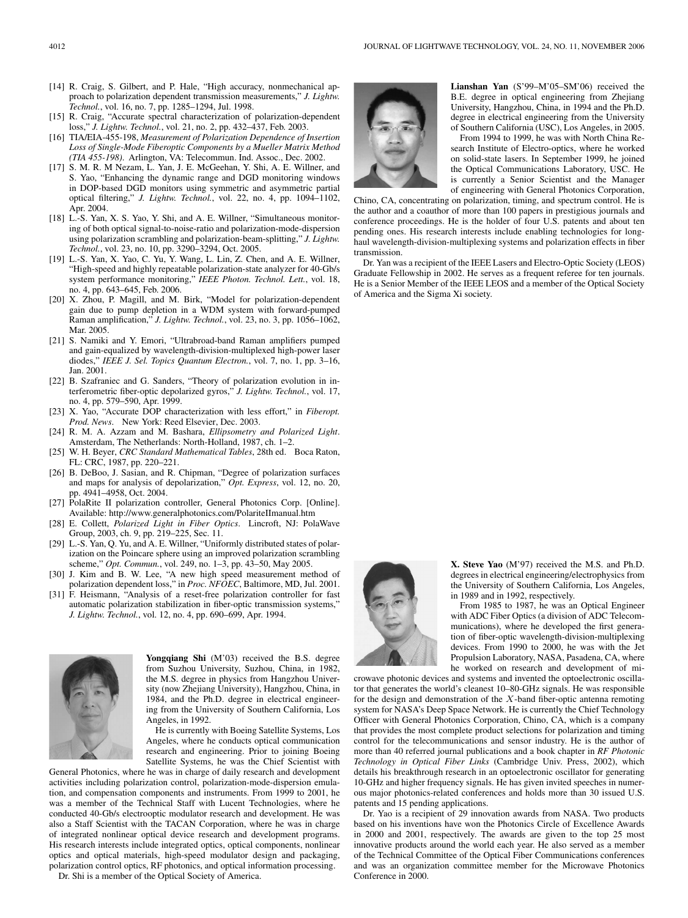[14] R. Craig, S. Gilbert, and P. Hale, "High accuracy, nonmechanical approach to polarization dependent transmission measurements," *J. Lightw. Technol.*, vol. 16, no. 7, pp. 1285–1294, Jul. 1998.

[15] R. Craig, "Accurate spectral characterization of polarization-dependent loss," *J. Lightw. Technol.*, vol. 21, no. 2, pp. 432–437, Feb. 2003.

[16] TIA/EIA-455-198, *Measurement of Polarization Dependence of Insertion Loss of Single-Mode Fiberoptic Components by a Mueller Matrix Method (TIA 455-198)*. Arlington, VA: Telecommun. Ind. Assoc., Dec. 2002.

[17] S. M. R. M Nezam, L. Yan, J. E. McGeehan, Y. Shi, A. E. Willner, and S. Yao, "Enhancing the dynamic range and DGD monitoring windows in DOP-based DGD monitors using symmetric and asymmetric partial optical filtering," *J. Lightw. Technol.*, vol. 22, no. 4, pp. 1094–1102, Apr. 2004.

[18] L.-S. Yan, X. S. Yao, Y. Shi, and A. E. Willner, "Simultaneous monitoring of both optical signal-to-noise-ratio and polarization-mode-dispersion using polarization scrambling and polarization-beam-splitting," *J. Lightw. Technol.*, vol. 23, no. 10, pp. 3290–3294, Oct. 2005.

[19] L.-S. Yan, X. Yao, C. Yu, Y. Wang, L. Lin, Z. Chen, and A. E. Willner, "High-speed and highly repeatable polarization-state analyzer for 40-Gb/s system performance monitoring," *IEEE Photon. Technol. Lett.*, vol. 18, no. 4, pp. 643–645, Feb. 2006.

[20] X. Zhou, P. Magill, and M. Birk, "Model for polarization-dependent gain due to pump depletion in a WDM system with forward-pumped Raman amplification," *J. Lightw. Technol.*, vol. 23, no. 3, pp. 1056–1062, Mar. 2005.

[21] S. Namiki and Y. Emori, "Ultrabroad-band Raman amplifiers pumped and gain-equalized by wavelength-division-multiplexed high-power laser diodes," *IEEE J. Sel. Topics Quantum Electron.*, vol. 7, no. 1, pp. 3–16, Jan. 2001.

[22] B. Szafraniec and G. Sanders, "Theory of polarization evolution in interferometric fiber-optic depolarized gyros," *J. Lightw. Technol.*, vol. 17, no. 4, pp. 579–590, Apr. 1999.

[23] X. Yao, "Accurate DOP characterization with less effort," in *Fiberopt. Prod. News*. New York: Reed Elsevier, Dec. 2003.

[24] R. M. A. Azzam and M. Bashara, *Ellipsometry and Polarized Light*. Amsterdam, The Netherlands: North-Holland, 1987, ch. 1–2.

[25] W. H. Beyer, *CRC Standard Mathematical Tables*, 28th ed. Boca Raton, FL: CRC, 1987, pp. 220–221.

[26] B. DeBoo, J. Sasian, and R. Chipman, "Degree of polarization surfaces and maps for analysis of depolarization," *Opt. Express*, vol. 12, no. 20, pp. 4941–4958, Oct. 2004.

[27] PolaRite II polarization controller, General Photonics Corp. [Online]. Available: http://www.generalphotonics.com/PolariteIImanual.htm

[28] E. Collett, *Polarized Light in Fiber Optics*. Lincroft, NJ: PolaWave Group, 2003, ch. 9, pp. 219–225, Sec. 11.

[29] L.-S. Yan, Q. Yu, and A. E. Willner, "Uniformly distributed states of polarization on the Poincare sphere using an improved polarization scrambling scheme," *Opt. Commun.*, vol. 249, no. 1–3, pp. 43–50, May 2005.

[30] J. Kim and B. W. Lee, "A new high speed measurement method of polarization dependent loss," in *Proc. NFOEC*, Baltimore, MD, Jul. 2001.

[31] F. Heismann, "Analysis of a reset-free polarization controller for fast automatic polarization stabilization in fiber-optic transmission systems," *J. Lightw. Technol.*, vol. 12, no. 4, pp. 690–699, Apr. 1994.

**Yongqiang Shi** (M'03) received the B.S. degree from Suzhou University, Suzhou, China, in 1982, the M.S. degree in physics from Hangzhou University (now Zhejiang University), Hangzhou, China, in 1984, and the Ph.D. degree in electrical engineering from the University of Southern California, Los Angeles, in 1992.

He is currently with Boeing Satellite Systems, Los Angeles, where he conducts optical communication research and engineering. Prior to joining Boeing Satellite Systems, he was the Chief Scientist with General Photonics, where he was in charge of daily research and development activities including polarization control, polarization-mode-dispersion emulation, and compensation components and instruments. From 1999 to 2001, he was a member of the Technical Staff with Lucent Technologies, where he conducted 40-Gb/s electrooptic modulator research and development. He was also a Staff Scientist with the TACAN Corporation, where he was in charge of integrated nonlinear optical device research and development programs. His research interests include integrated optics, optical components, nonlinear optics and optical materials, high-speed modulator design and packaging, polarization control optics, RF photonics, and optical information processing.

Dr. Shi is a member of the Optical Society of America.

**Lianshan Yan** (S'99–M'05–SM'06) received the B.E. degree in optical engineering from Zhejiang University, Hangzhou, China, in 1994 and the Ph.D. degree in electrical engineering from the University of Southern California (USC), Los Angeles, in 2005.

From 1994 to 1999, he was with North China Research Institute of Electro-optics, where he worked on solid-state lasers. In September 1999, he joined the Optical Communications Laboratory, USC. He is currently a Senior Scientist and the Manager of engineering with General Photonics Corporation, Chino, CA, concentrating on polarization, timing, and spectrum control. He is the author and a coauthor of more than 100 papers in prestigious journals and conference proceedings. He is the holder of four U.S. patents and about ten pending ones. His research interests include enabling technologies for long-haul wavelength-division-multiplexing systems and polarization effects in fiber transmission.

Dr. Yan was a recipient of the IEEE Lasers and Electro-Optic Society (LEOS) Graduate Fellowship in 2002. He serves as a frequent referee for ten journals. He is a Senior Member of the IEEE LEOS and a member of the Optical Society of America and the Sigma Xi society.

**X. Steve Yao** (M'97) received the M.S. and Ph.D. degrees in electrical engineering/electrophysics from the University of Southern California, Los Angeles, in 1989 and in 1992, respectively.

From 1985 to 1987, he was an Optical Engineer with ADC Fiber Optics (a division of ADC Telecommunications), where he developed the first generation of fiber-optic wavelength-division-multiplexing devices. From 1990 to 2000, he was with the Jet Propulsion Laboratory, NASA, Pasadena, CA, where he worked on research and development of microwave photonic devices and systems and invented the optoelectronic oscillator that generates the world's cleanest 10–80-GHz signals. He was responsible for the design and demonstration of the $X$-band fiber-optic antenna remoting system for NASA's Deep Space Network. He is currently the Chief Technology Officer with General Photonics Corporation, Chino, CA, which is a company that provides the most complete product selections for polarization and timing control for the telecommunications and sensor industry. He is the author of more than 40 referred journal publications and a book chapter in *RF Photonic Technology in Optical Fiber Links* (Cambridge Univ. Press, 2002), which details his breakthrough research in an optoelectronic oscillator for generating 10-GHz and higher frequency signals. He has given invited speeches in numerous major photonics-related conferences and holds more than 30 issued U.S. patents and 15 pending applications.

Dr. Yao is a recipient of 29 innovation awards from NASA. Two products based on his inventions have won the Photonics Circle of Excellence Awards in 2000 and 2001, respectively. The awards are given to the top 25 most innovative products around the world each year. He also served as a member of the Technical Committee of the Optical Fiber Communications conferences and was an organization committee member for the Microwave Photonics Conference in 2000.